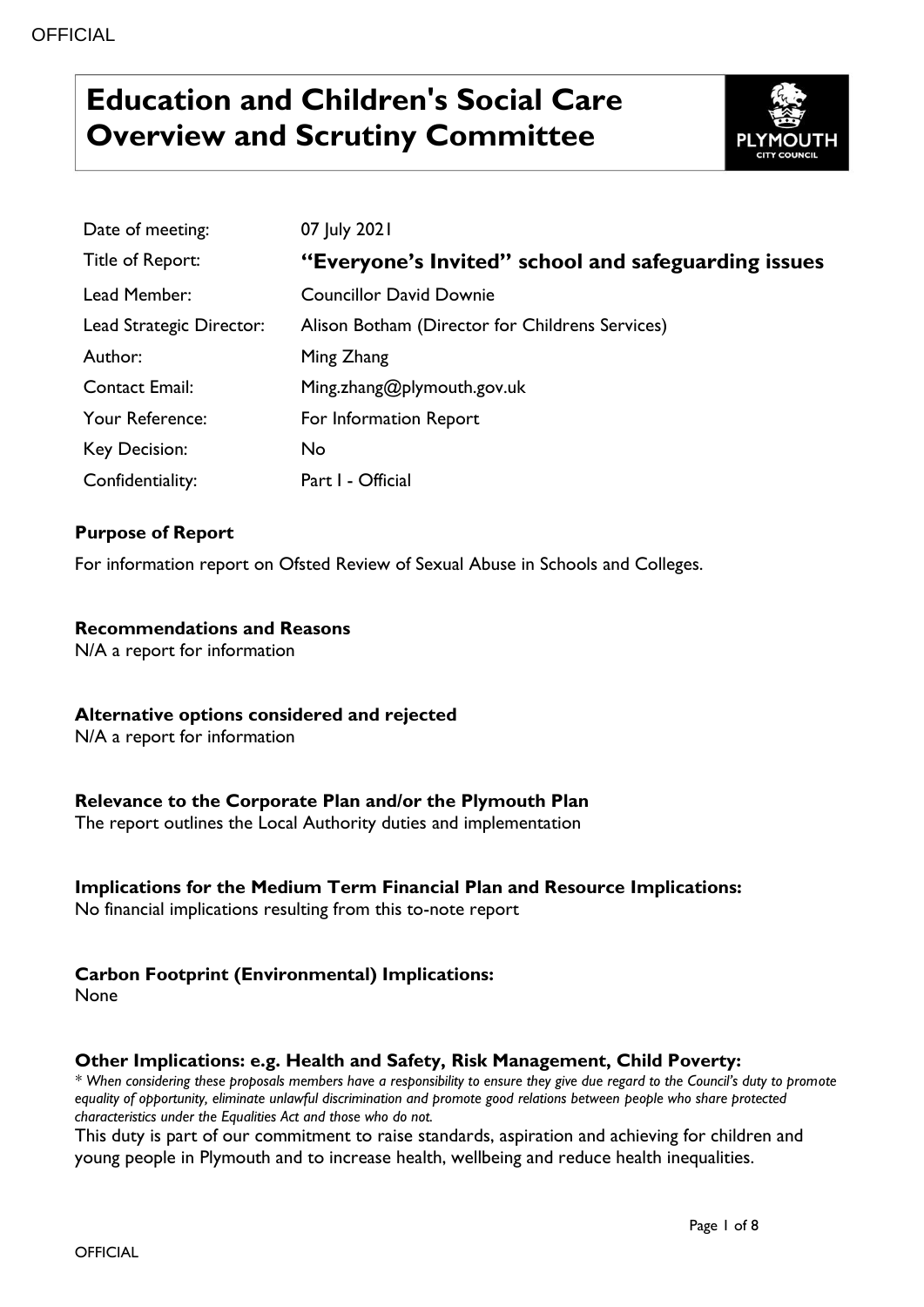# Education and Children's Social Care Overview and Scrutiny Committee

| | |
|---|---|
| Date of meeting: | 07 July 2021 |
| Title of Report: | **"Everyone's Invited" school and safeguarding issues** |
| Lead Member: | Councillor David Downie |
| Lead Strategic Director: | Alison Botham (Director for Childrens Services) |
| Author: | Ming Zhang |
| Contact Email: | Ming.zhang@plymouth.gov.uk |
| Your Reference: | For Information Report |
| Key Decision: | No |
| Confidentiality: | Part I - Official |

**Purpose of Report**

For information report on Ofsted Review of Sexual Abuse in Schools and Colleges.

**Recommendations and Reasons**

N/A a report for information

**Alternative options considered and rejected**

N/A a report for information

**Relevance to the Corporate Plan and/or the Plymouth Plan**

The report outlines the Local Authority duties and implementation

**Implications for the Medium Term Financial Plan and Resource Implications:**

No financial implications resulting from this to-note report

**Carbon Footprint (Environmental) Implications:**

None

**Other Implications: e.g. Health and Safety, Risk Management, Child Poverty:**

*\* When considering these proposals members have a responsibility to ensure they give due regard to the Council's duty to promote equality of opportunity, eliminate unlawful discrimination and promote good relations between people who share protected characteristics under the Equalities Act and those who do not.*

This duty is part of our commitment to raise standards, aspiration and achieving for children and young people in Plymouth and to increase health, wellbeing and reduce health inequalities.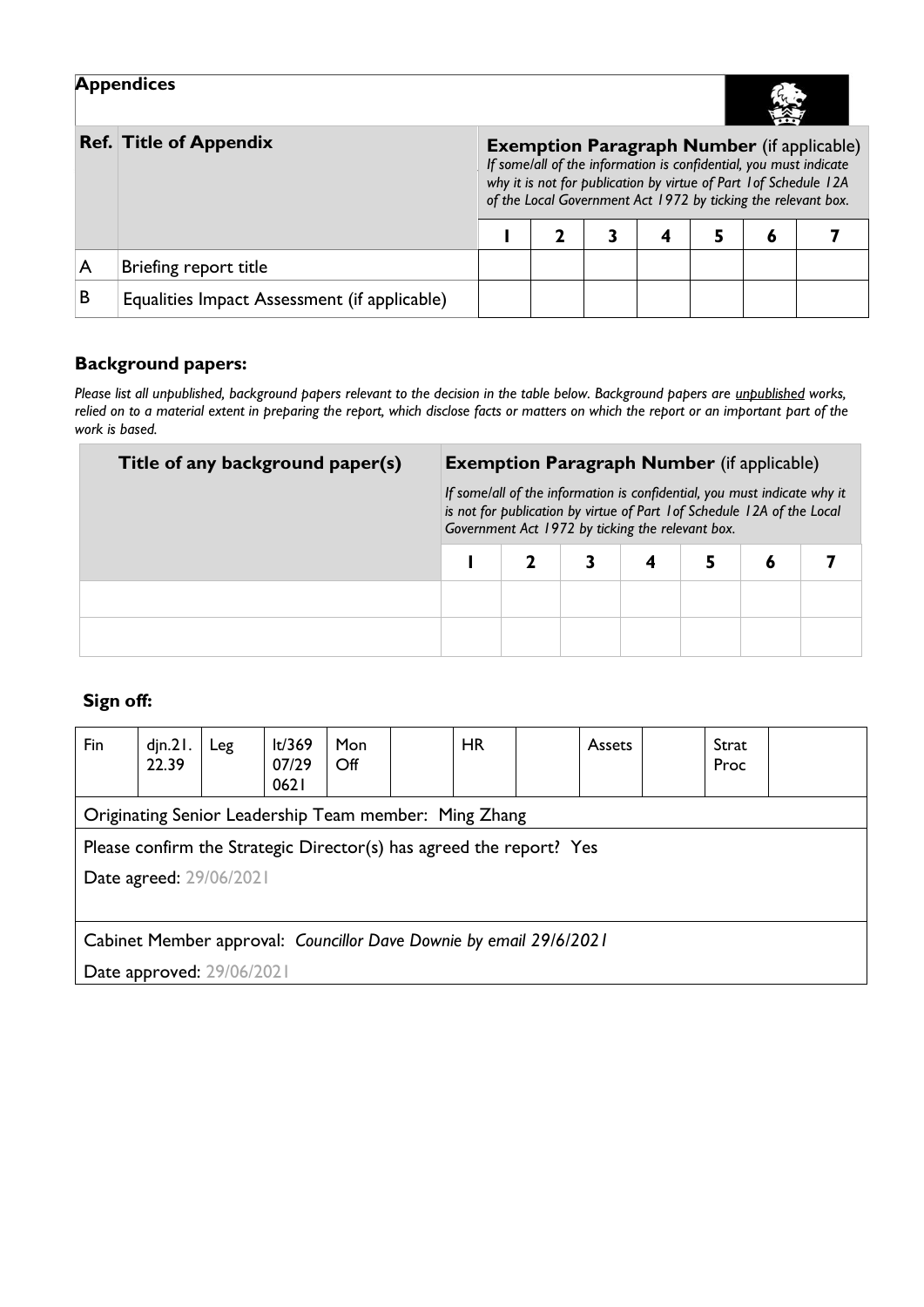## Appendices

| Ref. | Title of Appendix | Exemption Paragraph Number (if applicable) *If some/all of the information is confidential, you must indicate why it is not for publication by virtue of Part 1of Schedule 12A of the Local Government Act 1972 by ticking the relevant box.* | | | | | | |
|---|---|---|---|---|---|---|---|---|
| | | 1 | 2 | 3 | 4 | 5 | 6 | 7 |
| A | Briefing report title | | | | | | | |
| B | Equalities Impact Assessment (if applicable) | | | | | | | |

### Background papers:

*Please list all unpublished, background papers relevant to the decision in the table below. Background papers are unpublished works, relied on to a material extent in preparing the report, which disclose facts or matters on which the report or an important part of the work is based.*

| Title of any background paper(s) | Exemption Paragraph Number (if applicable) *If some/all of the information is confidential, you must indicate why it is not for publication by virtue of Part 1of Schedule 12A of the Local Government Act 1972 by ticking the relevant box.* | | | | | | |
|---|---|---|---|---|---|---|---|
| | 1 | 2 | 3 | 4 | 5 | 6 | 7 |
| | | | | | | | |
| | | | | | | | |

### Sign off:

| Fin | djn.21.22.39 | Leg | lt/369 07/29 0621 | Mon Off | | HR | | Assets | | Strat Proc | |
|---|---|---|---|---|---|---|---|---|---|---|---|

Originating Senior Leadership Team member: Ming Zhang

Please confirm the Strategic Director(s) has agreed the report? Yes

Date agreed: 29/06/2021

Cabinet Member approval: *Councillor Dave Downie by email 29/6/2021*

Date approved: 29/06/2021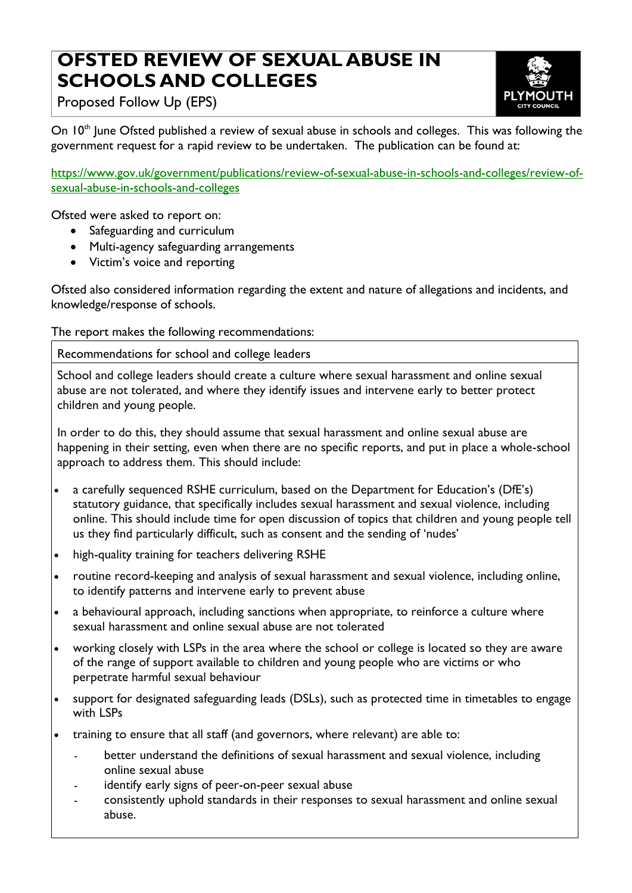# OFSTED REVIEW OF SEXUAL ABUSE IN SCHOOLS AND COLLEGES

Proposed Follow Up (EPS)

On 10th June Ofsted published a review of sexual abuse in schools and colleges. This was following the government request for a rapid review to be undertaken. The publication can be found at:

https://www.gov.uk/government/publications/review-of-sexual-abuse-in-schools-and-colleges/review-of-sexual-abuse-in-schools-and-colleges

Ofsted were asked to report on:

- Safeguarding and curriculum
- Multi-agency safeguarding arrangements
- Victim's voice and reporting

Ofsted also considered information regarding the extent and nature of allegations and incidents, and knowledge/response of schools.

The report makes the following recommendations:

**Recommendations for school and college leaders**

School and college leaders should create a culture where sexual harassment and online sexual abuse are not tolerated, and where they identify issues and intervene early to better protect children and young people.

In order to do this, they should assume that sexual harassment and online sexual abuse are happening in their setting, even when there are no specific reports, and put in place a whole-school approach to address them. This should include:

- a carefully sequenced RSHE curriculum, based on the Department for Education's (DfE's) statutory guidance, that specifically includes sexual harassment and sexual violence, including online. This should include time for open discussion of topics that children and young people tell us they find particularly difficult, such as consent and the sending of 'nudes'
- high-quality training for teachers delivering RSHE
- routine record-keeping and analysis of sexual harassment and sexual violence, including online, to identify patterns and intervene early to prevent abuse
- a behavioural approach, including sanctions when appropriate, to reinforce a culture where sexual harassment and online sexual abuse are not tolerated
- working closely with LSPs in the area where the school or college is located so they are aware of the range of support available to children and young people who are victims or who perpetrate harmful sexual behaviour
- support for designated safeguarding leads (DSLs), such as protected time in timetables to engage with LSPs
- training to ensure that all staff (and governors, where relevant) are able to:
  - better understand the definitions of sexual harassment and sexual violence, including online sexual abuse
  - identify early signs of peer-on-peer sexual abuse
  - consistently uphold standards in their responses to sexual harassment and online sexual abuse.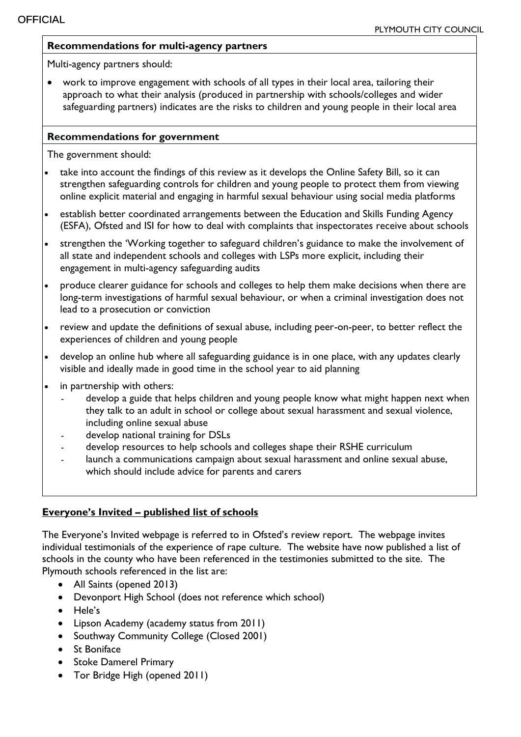**Recommendations for multi-agency partners**

Multi-agency partners should:

- work to improve engagement with schools of all types in their local area, tailoring their approach to what their analysis (produced in partnership with schools/colleges and wider safeguarding partners) indicates are the risks to children and young people in their local area

**Recommendations for government**

The government should:

- take into account the findings of this review as it develops the Online Safety Bill, so it can strengthen safeguarding controls for children and young people to protect them from viewing online explicit material and engaging in harmful sexual behaviour using social media platforms
- establish better coordinated arrangements between the Education and Skills Funding Agency (ESFA), Ofsted and ISI for how to deal with complaints that inspectorates receive about schools
- strengthen the 'Working together to safeguard children's guidance to make the involvement of all state and independent schools and colleges with LSPs more explicit, including their engagement in multi-agency safeguarding audits
- produce clearer guidance for schools and colleges to help them make decisions when there are long-term investigations of harmful sexual behaviour, or when a criminal investigation does not lead to a prosecution or conviction
- review and update the definitions of sexual abuse, including peer-on-peer, to better reflect the experiences of children and young people
- develop an online hub where all safeguarding guidance is in one place, with any updates clearly visible and ideally made in good time in the school year to aid planning
- in partnership with others:
  - develop a guide that helps children and young people know what might happen next when they talk to an adult in school or college about sexual harassment and sexual violence, including online sexual abuse
  - develop national training for DSLs
  - develop resources to help schools and colleges shape their RSHE curriculum
  - launch a communications campaign about sexual harassment and online sexual abuse, which should include advice for parents and carers

## Everyone's Invited – published list of schools

The Everyone's Invited webpage is referred to in Ofsted's review report. The webpage invites individual testimonials of the experience of rape culture. The website have now published a list of schools in the county who have been referenced in the testimonies submitted to the site. The Plymouth schools referenced in the list are:

- All Saints (opened 2013)
- Devonport High School (does not reference which school)
- Hele's
- Lipson Academy (academy status from 2011)
- Southway Community College (Closed 2001)
- St Boniface
- Stoke Damerel Primary
- Tor Bridge High (opened 2011)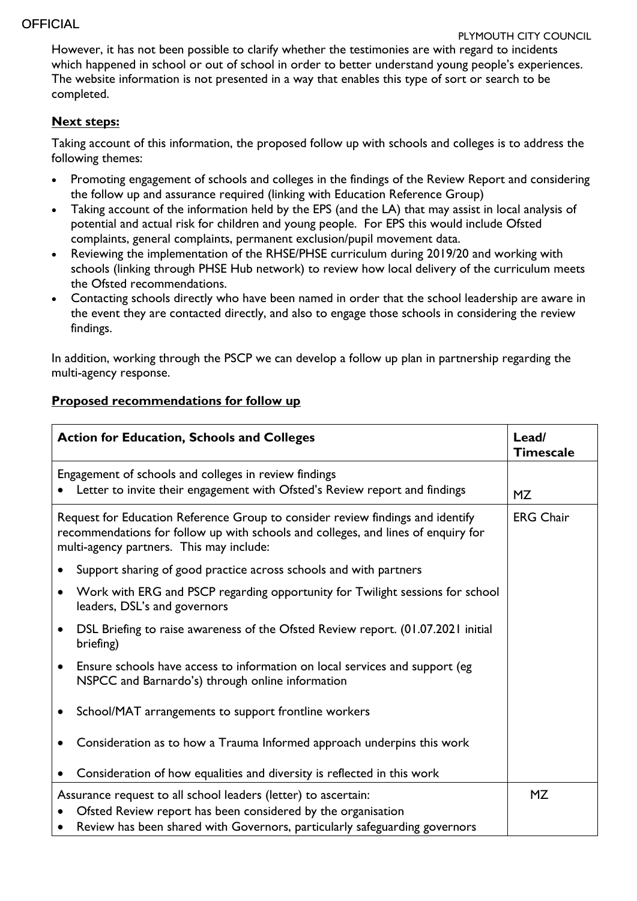However, it has not been possible to clarify whether the testimonies are with regard to incidents which happened in school or out of school in order to better understand young people's experiences. The website information is not presented in a way that enables this type of sort or search to be completed.

**Next steps:**

Taking account of this information, the proposed follow up with schools and colleges is to address the following themes:

- Promoting engagement of schools and colleges in the findings of the Review Report and considering the follow up and assurance required (linking with Education Reference Group)
- Taking account of the information held by the EPS (and the LA) that may assist in local analysis of potential and actual risk for children and young people. For EPS this would include Ofsted complaints, general complaints, permanent exclusion/pupil movement data.
- Reviewing the implementation of the RHSE/PHSE curriculum during 2019/20 and working with schools (linking through PHSE Hub network) to review how local delivery of the curriculum meets the Ofsted recommendations.
- Contacting schools directly who have been named in order that the school leadership are aware in the event they are contacted directly, and also to engage those schools in considering the review findings.

In addition, working through the PSCP we can develop a follow up plan in partnership regarding the multi-agency response.

**Proposed recommendations for follow up**

| **Action for Education, Schools and Colleges** | **Lead/ Timescale** |
|---|---|
| Engagement of schools and colleges in review findings<br>• Letter to invite their engagement with Ofsted's Review report and findings | MZ |
| Request for Education Reference Group to consider review findings and identify recommendations for follow up with schools and colleges, and lines of enquiry for multi-agency partners. This may include:<br>• Support sharing of good practice across schools and with partners<br>• Work with ERG and PSCP regarding opportunity for Twilight sessions for school leaders, DSL's and governors<br>• DSL Briefing to raise awareness of the Ofsted Review report. (01.07.2021 initial briefing)<br>• Ensure schools have access to information on local services and support (eg NSPCC and Barnardo's) through online information<br>• School/MAT arrangements to support frontline workers<br>• Consideration as to how a Trauma Informed approach underpins this work<br>• Consideration of how equalities and diversity is reflected in this work | ERG Chair |
| Assurance request to all school leaders (letter) to ascertain:<br>• Ofsted Review report has been considered by the organisation<br>• Review has been shared with Governors, particularly safeguarding governors | MZ |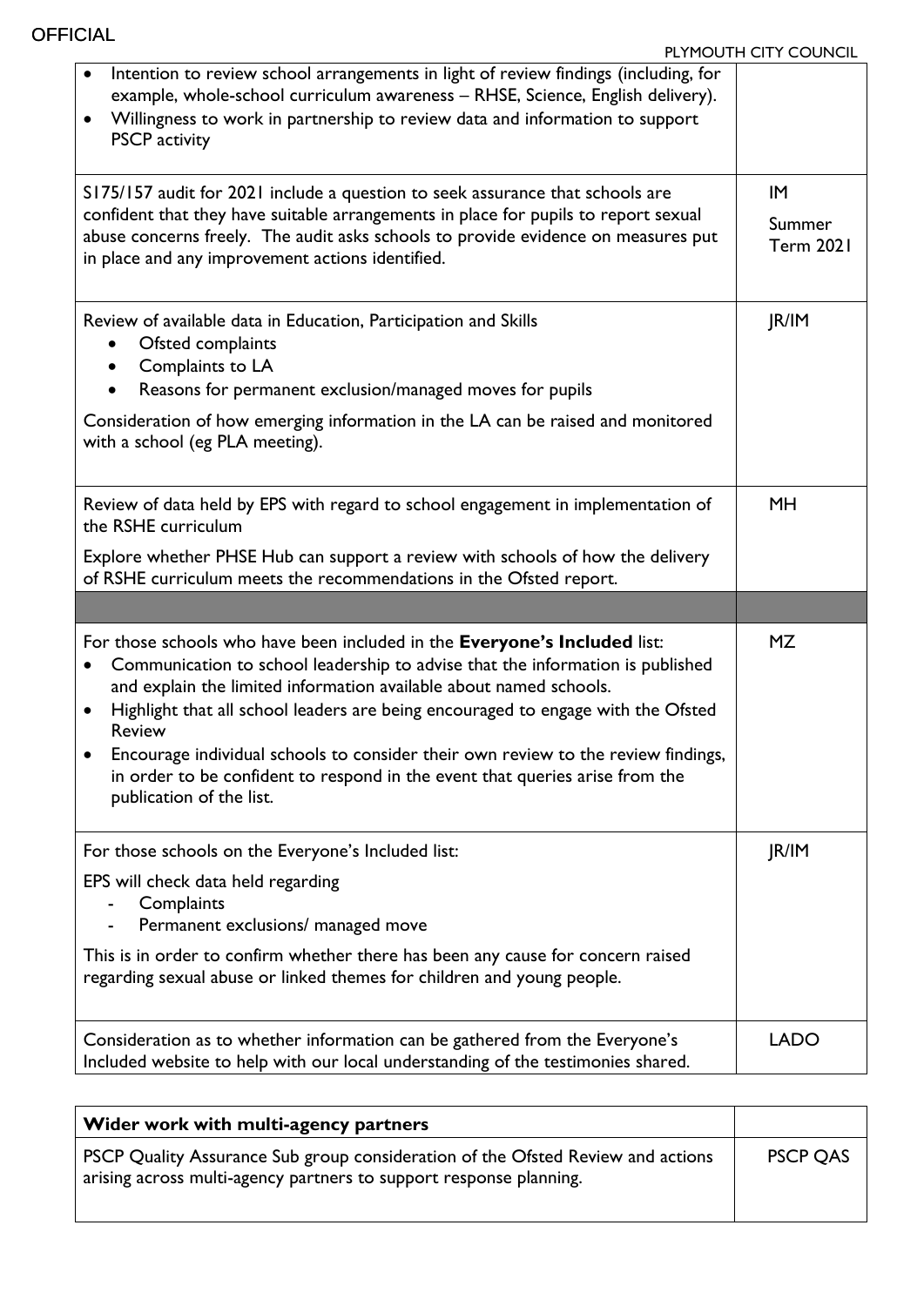| | |
|---|---|
| • Intention to review school arrangements in light of review findings (including, for example, whole-school curriculum awareness – RHSE, Science, English delivery).<br>• Willingness to work in partnership to review data and information to support PSCP activity | |
| S175/157 audit for 2021 include a question to seek assurance that schools are confident that they have suitable arrangements in place for pupils to report sexual abuse concerns freely. The audit asks schools to provide evidence on measures put in place and any improvement actions identified. | IM<br>Summer Term 2021 |
| Review of available data in Education, Participation and Skills<br>• Ofsted complaints<br>• Complaints to LA<br>• Reasons for permanent exclusion/managed moves for pupils<br>Consideration of how emerging information in the LA can be raised and monitored with a school (eg PLA meeting). | JR/IM |
| Review of data held by EPS with regard to school engagement in implementation of the RSHE curriculum<br>Explore whether PHSE Hub can support a review with schools of how the delivery of RSHE curriculum meets the recommendations in the Ofsted report. | MH |
| | |
| For those schools who have been included in the **Everyone's Included** list:<br>• Communication to school leadership to advise that the information is published and explain the limited information available about named schools.<br>• Highlight that all school leaders are being encouraged to engage with the Ofsted Review<br>• Encourage individual schools to consider their own review to the review findings, in order to be confident to respond in the event that queries arise from the publication of the list. | MZ |
| For those schools on the Everyone's Included list:<br>EPS will check data held regarding<br>- Complaints<br>- Permanent exclusions/ managed move<br>This is in order to confirm whether there has been any cause for concern raised regarding sexual abuse or linked themes for children and young people. | JR/IM |
| Consideration as to whether information can be gathered from the Everyone's Included website to help with our local understanding of the testimonies shared. | LADO |

| **Wider work with multi-agency partners** | |
|---|---|
| PSCP Quality Assurance Sub group consideration of the Ofsted Review and actions arising across multi-agency partners to support response planning. | PSCP QAS |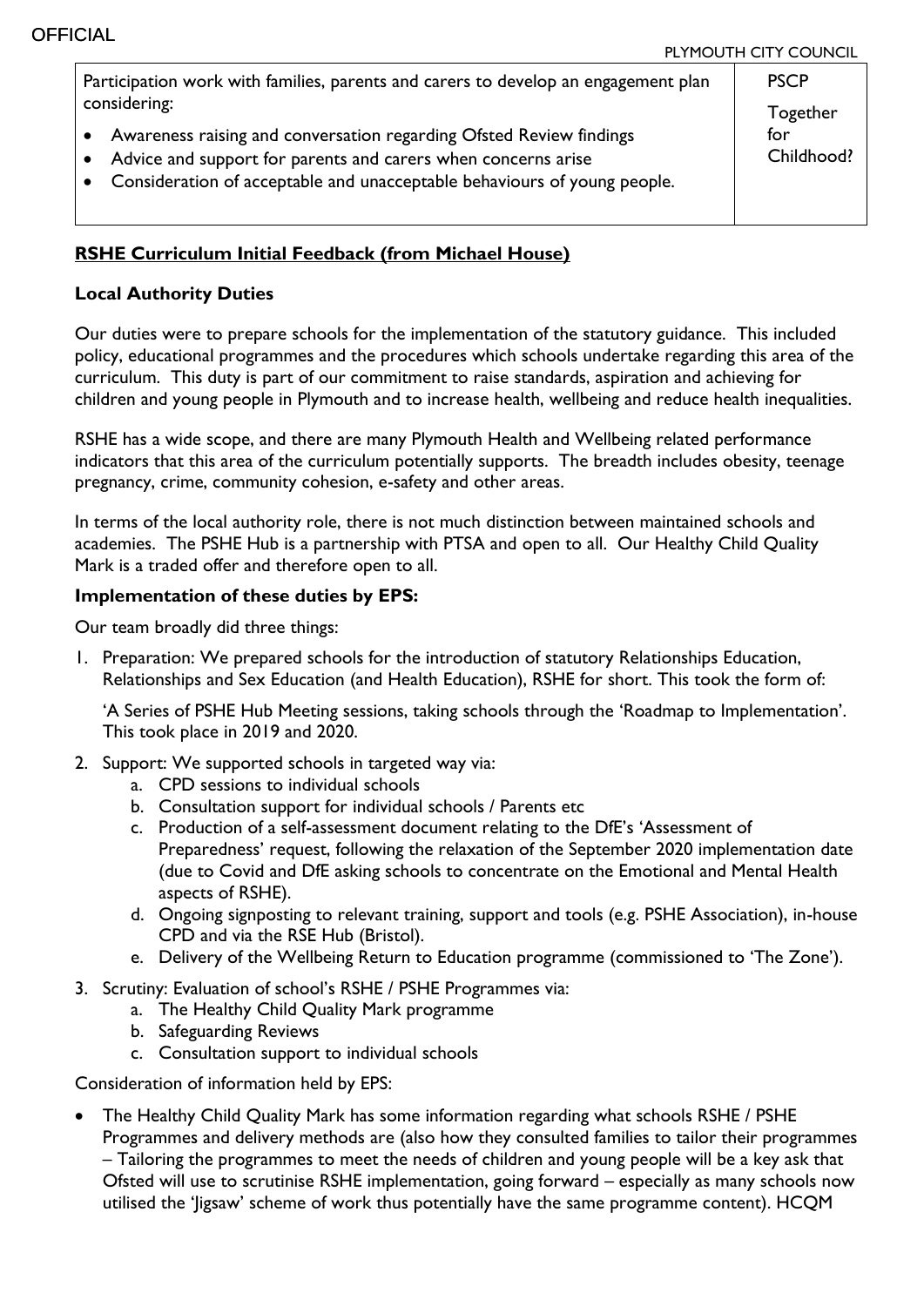| Participation work with families, parents and carers to develop an engagement plan considering:<br>• Awareness raising and conversation regarding Ofsted Review findings<br>• Advice and support for parents and carers when concerns arise<br>• Consideration of acceptable and unacceptable behaviours of young people. | PSCP<br>Together for Childhood? |
|---|---|

## **RSHE Curriculum Initial Feedback (from Michael House)**

### Local Authority Duties

Our duties were to prepare schools for the implementation of the statutory guidance. This included policy, educational programmes and the procedures which schools undertake regarding this area of the curriculum. This duty is part of our commitment to raise standards, aspiration and achieving for children and young people in Plymouth and to increase health, wellbeing and reduce health inequalities.

RSHE has a wide scope, and there are many Plymouth Health and Wellbeing related performance indicators that this area of the curriculum potentially supports. The breadth includes obesity, teenage pregnancy, crime, community cohesion, e-safety and other areas.

In terms of the local authority role, there is not much distinction between maintained schools and academies. The PSHE Hub is a partnership with PTSA and open to all. Our Healthy Child Quality Mark is a traded offer and therefore open to all.

### Implementation of these duties by EPS:

Our team broadly did three things:

1. Preparation: We prepared schools for the introduction of statutory Relationships Education, Relationships and Sex Education (and Health Education), RSHE for short. This took the form of:

   'A Series of PSHE Hub Meeting sessions, taking schools through the 'Roadmap to Implementation'. This took place in 2019 and 2020.

2. Support: We supported schools in targeted way via:
   a. CPD sessions to individual schools
   b. Consultation support for individual schools / Parents etc
   c. Production of a self-assessment document relating to the DfE's 'Assessment of Preparedness' request, following the relaxation of the September 2020 implementation date (due to Covid and DfE asking schools to concentrate on the Emotional and Mental Health aspects of RSHE).
   d. Ongoing signposting to relevant training, support and tools (e.g. PSHE Association), in-house CPD and via the RSE Hub (Bristol).
   e. Delivery of the Wellbeing Return to Education programme (commissioned to 'The Zone').

3. Scrutiny: Evaluation of school's RSHE / PSHE Programmes via:
   a. The Healthy Child Quality Mark programme
   b. Safeguarding Reviews
   c. Consultation support to individual schools

Consideration of information held by EPS:

- The Healthy Child Quality Mark has some information regarding what schools RSHE / PSHE Programmes and delivery methods are (also how they consulted families to tailor their programmes – Tailoring the programmes to meet the needs of children and young people will be a key ask that Ofsted will use to scrutinise RSHE implementation, going forward – especially as many schools now utilised the 'Jigsaw' scheme of work thus potentially have the same programme content). HCQM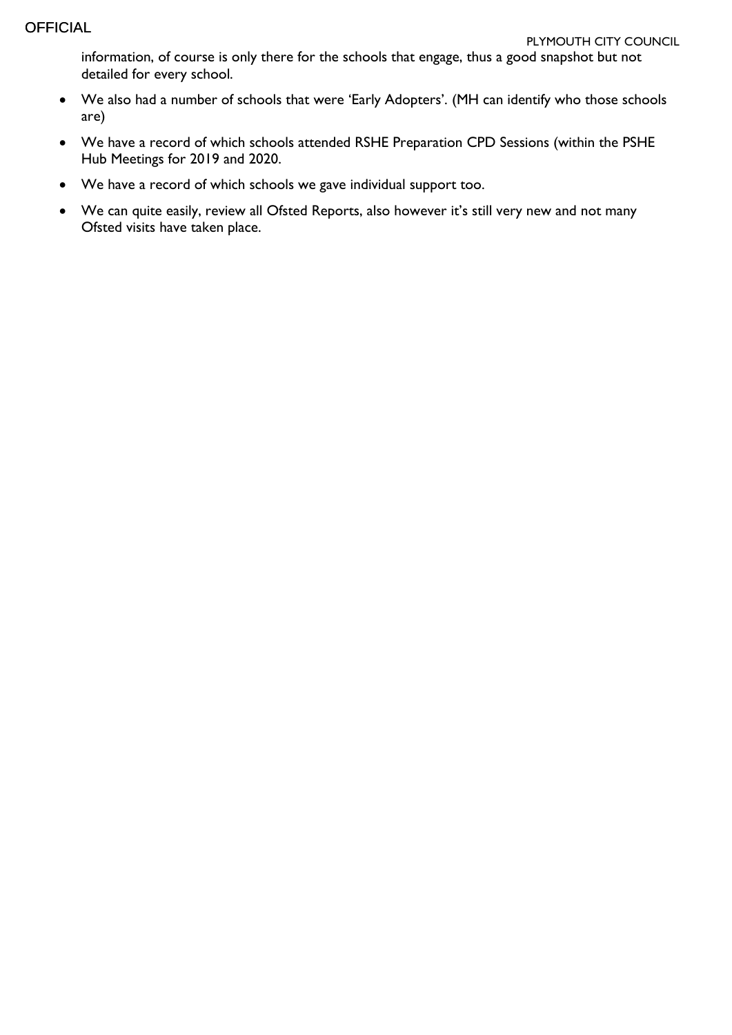information, of course is only there for the schools that engage, thus a good snapshot but not detailed for every school.

- We also had a number of schools that were 'Early Adopters'. (MH can identify who those schools are)
- We have a record of which schools attended RSHE Preparation CPD Sessions (within the PSHE Hub Meetings for 2019 and 2020.
- We have a record of which schools we gave individual support too.
- We can quite easily, review all Ofsted Reports, also however it's still very new and not many Ofsted visits have taken place.